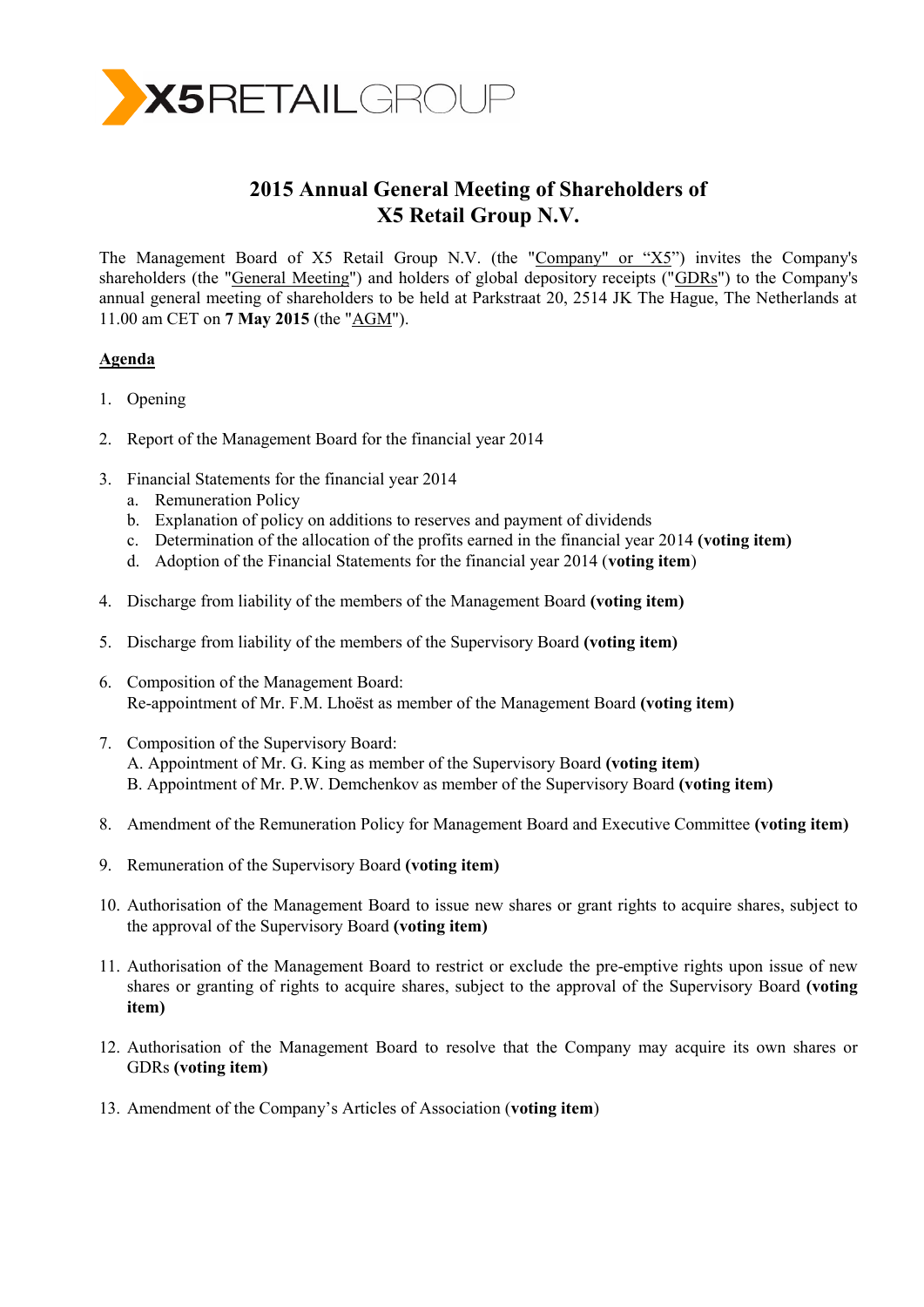# 2015 Annual General Meeting of Shareholders of X5 Retail Group N.V.

The Management Board of X5 Retail Group N.V. (the "Company" or "X5") invites the Company's shareholders (the "General Meeting") and holders of global depository receipts ("GDRs") to the Company's annual general meeting of shareholders to be held at Parkstraat 20, 2514 JK The Hague, The Netherlands at 11.00 am CET on **7 May 2015** (the "AGM").

## Agenda

1. Opening

2. Report of the Management Board for the financial year 2014

3. Financial Statements for the financial year 2014
   a. Remuneration Policy
   b. Explanation of policy on additions to reserves and payment of dividends
   c. Determination of the allocation of the profits earned in the financial year 2014 **(voting item)**
   d. Adoption of the Financial Statements for the financial year 2014 (**voting item**)

4. Discharge from liability of the members of the Management Board **(voting item)**

5. Discharge from liability of the members of the Supervisory Board **(voting item)**

6. Composition of the Management Board:
   Re-appointment of Mr. F.M. Lhoëst as member of the Management Board **(voting item)**

7. Composition of the Supervisory Board:
   A. Appointment of Mr. G. King as member of the Supervisory Board **(voting item)**
   B. Appointment of Mr. P.W. Demchenkov as member of the Supervisory Board **(voting item)**

8. Amendment of the Remuneration Policy for Management Board and Executive Committee **(voting item)**

9. Remuneration of the Supervisory Board **(voting item)**

10. Authorisation of the Management Board to issue new shares or grant rights to acquire shares, subject to the approval of the Supervisory Board **(voting item)**

11. Authorisation of the Management Board to restrict or exclude the pre-emptive rights upon issue of new shares or granting of rights to acquire shares, subject to the approval of the Supervisory Board **(voting item)**

12. Authorisation of the Management Board to resolve that the Company may acquire its own shares or GDRs **(voting item)**

13. Amendment of the Company's Articles of Association (**voting item**)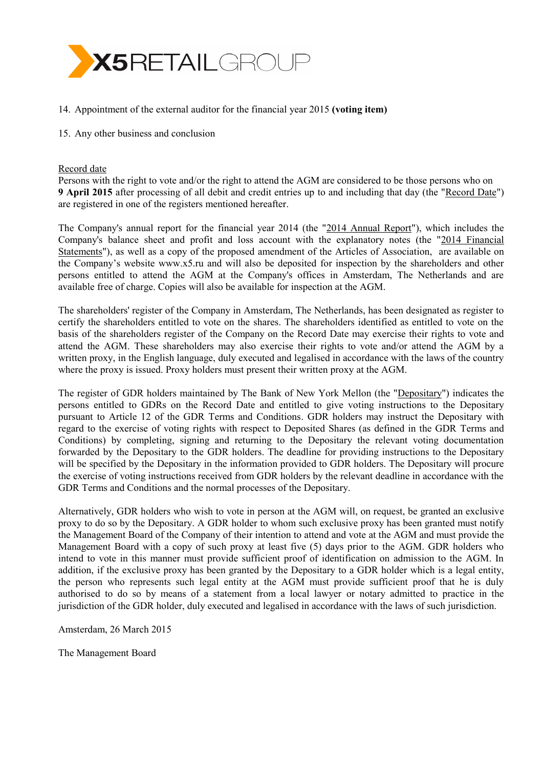14. Appointment of the external auditor for the financial year 2015 **(voting item)**

15. Any other business and conclusion

Record date

Persons with the right to vote and/or the right to attend the AGM are considered to be those persons who on **9 April 2015** after processing of all debit and credit entries up to and including that day (the "Record Date") are registered in one of the registers mentioned hereafter.

The Company's annual report for the financial year 2014 (the "2014 Annual Report"), which includes the Company's balance sheet and profit and loss account with the explanatory notes (the "2014 Financial Statements"), as well as a copy of the proposed amendment of the Articles of Association, are available on the Company's website www.x5.ru and will also be deposited for inspection by the shareholders and other persons entitled to attend the AGM at the Company's offices in Amsterdam, The Netherlands and are available free of charge. Copies will also be available for inspection at the AGM.

The shareholders' register of the Company in Amsterdam, The Netherlands, has been designated as register to certify the shareholders entitled to vote on the shares. The shareholders identified as entitled to vote on the basis of the shareholders register of the Company on the Record Date may exercise their rights to vote and attend the AGM. These shareholders may also exercise their rights to vote and/or attend the AGM by a written proxy, in the English language, duly executed and legalised in accordance with the laws of the country where the proxy is issued. Proxy holders must present their written proxy at the AGM.

The register of GDR holders maintained by The Bank of New York Mellon (the "Depositary") indicates the persons entitled to GDRs on the Record Date and entitled to give voting instructions to the Depositary pursuant to Article 12 of the GDR Terms and Conditions. GDR holders may instruct the Depositary with regard to the exercise of voting rights with respect to Deposited Shares (as defined in the GDR Terms and Conditions) by completing, signing and returning to the Depositary the relevant voting documentation forwarded by the Depositary to the GDR holders. The deadline for providing instructions to the Depositary will be specified by the Depositary in the information provided to GDR holders. The Depositary will procure the exercise of voting instructions received from GDR holders by the relevant deadline in accordance with the GDR Terms and Conditions and the normal processes of the Depositary.

Alternatively, GDR holders who wish to vote in person at the AGM will, on request, be granted an exclusive proxy to do so by the Depositary. A GDR holder to whom such exclusive proxy has been granted must notify the Management Board of the Company of their intention to attend and vote at the AGM and must provide the Management Board with a copy of such proxy at least five (5) days prior to the AGM. GDR holders who intend to vote in this manner must provide sufficient proof of identification on admission to the AGM. In addition, if the exclusive proxy has been granted by the Depositary to a GDR holder which is a legal entity, the person who represents such legal entity at the AGM must provide sufficient proof that he is duly authorised to do so by means of a statement from a local lawyer or notary admitted to practice in the jurisdiction of the GDR holder, duly executed and legalised in accordance with the laws of such jurisdiction.

Amsterdam, 26 March 2015

The Management Board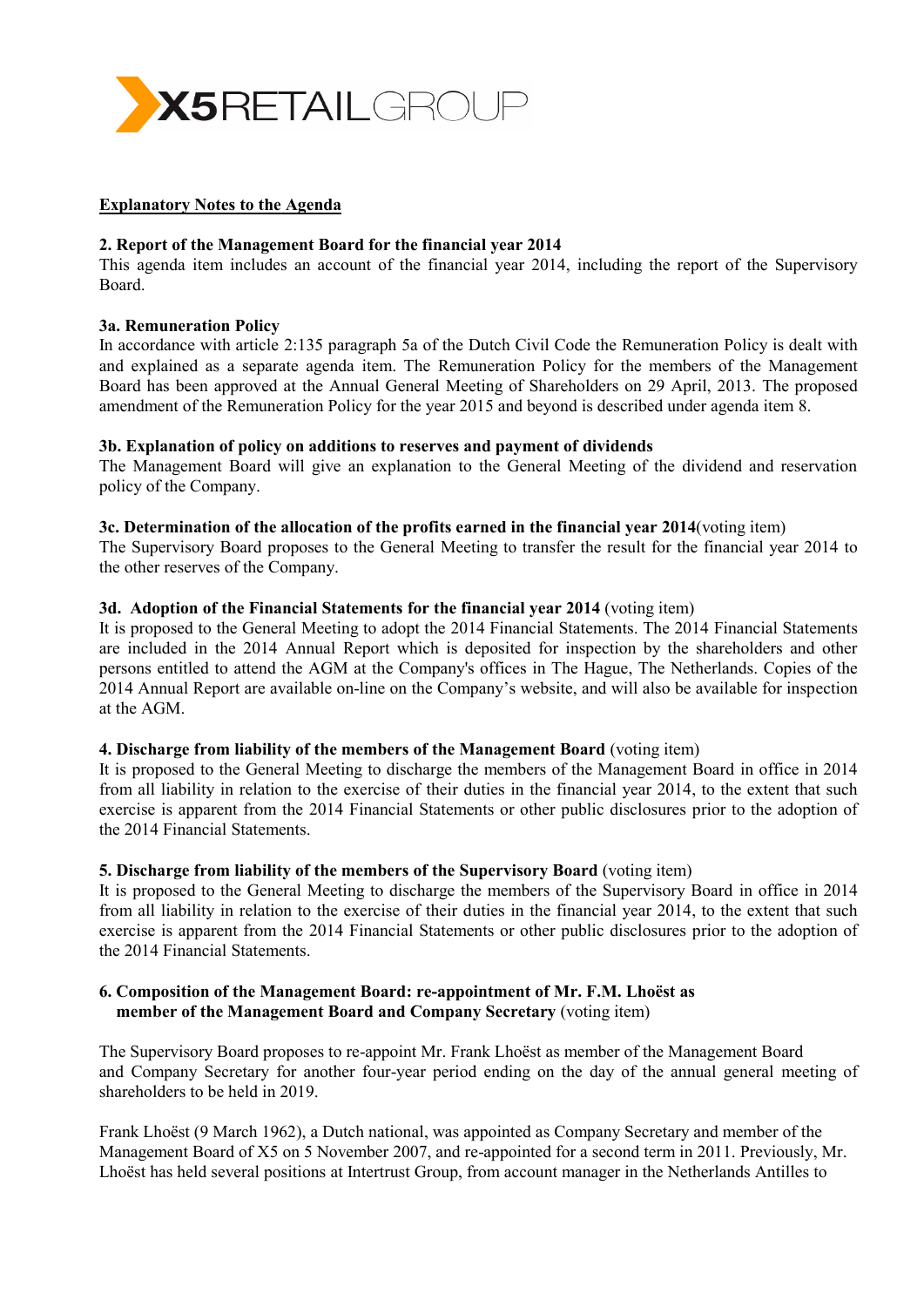X5 RETAIL GROUP

**Explanatory Notes to the Agenda**

**2. Report of the Management Board for the financial year 2014**
This agenda item includes an account of the financial year 2014, including the report of the Supervisory Board.

**3a. Remuneration Policy**
In accordance with article 2:135 paragraph 5a of the Dutch Civil Code the Remuneration Policy is dealt with and explained as a separate agenda item. The Remuneration Policy for the members of the Management Board has been approved at the Annual General Meeting of Shareholders on 29 April, 2013. The proposed amendment of the Remuneration Policy for the year 2015 and beyond is described under agenda item 8.

**3b. Explanation of policy on additions to reserves and payment of dividends**
The Management Board will give an explanation to the General Meeting of the dividend and reservation policy of the Company.

**3c. Determination of the allocation of the profits earned in the financial year 2014**(voting item)
The Supervisory Board proposes to the General Meeting to transfer the result for the financial year 2014 to the other reserves of the Company.

**3d. Adoption of the Financial Statements for the financial year 2014** (voting item)
It is proposed to the General Meeting to adopt the 2014 Financial Statements. The 2014 Financial Statements are included in the 2014 Annual Report which is deposited for inspection by the shareholders and other persons entitled to attend the AGM at the Company's offices in The Hague, The Netherlands. Copies of the 2014 Annual Report are available on-line on the Company's website, and will also be available for inspection at the AGM.

**4. Discharge from liability of the members of the Management Board** (voting item)
It is proposed to the General Meeting to discharge the members of the Management Board in office in 2014 from all liability in relation to the exercise of their duties in the financial year 2014, to the extent that such exercise is apparent from the 2014 Financial Statements or other public disclosures prior to the adoption of the 2014 Financial Statements.

**5. Discharge from liability of the members of the Supervisory Board** (voting item)
It is proposed to the General Meeting to discharge the members of the Supervisory Board in office in 2014 from all liability in relation to the exercise of their duties in the financial year 2014, to the extent that such exercise is apparent from the 2014 Financial Statements or other public disclosures prior to the adoption of the 2014 Financial Statements.

**6. Composition of the Management Board: re-appointment of Mr. F.M. Lhoëst as member of the Management Board and Company Secretary** (voting item)

The Supervisory Board proposes to re-appoint Mr. Frank Lhoëst as member of the Management Board and Company Secretary for another four-year period ending on the day of the annual general meeting of shareholders to be held in 2019.

Frank Lhoëst (9 March 1962), a Dutch national, was appointed as Company Secretary and member of the Management Board of X5 on 5 November 2007, and re-appointed for a second term in 2011. Previously, Mr. Lhoëst has held several positions at Intertrust Group, from account manager in the Netherlands Antilles to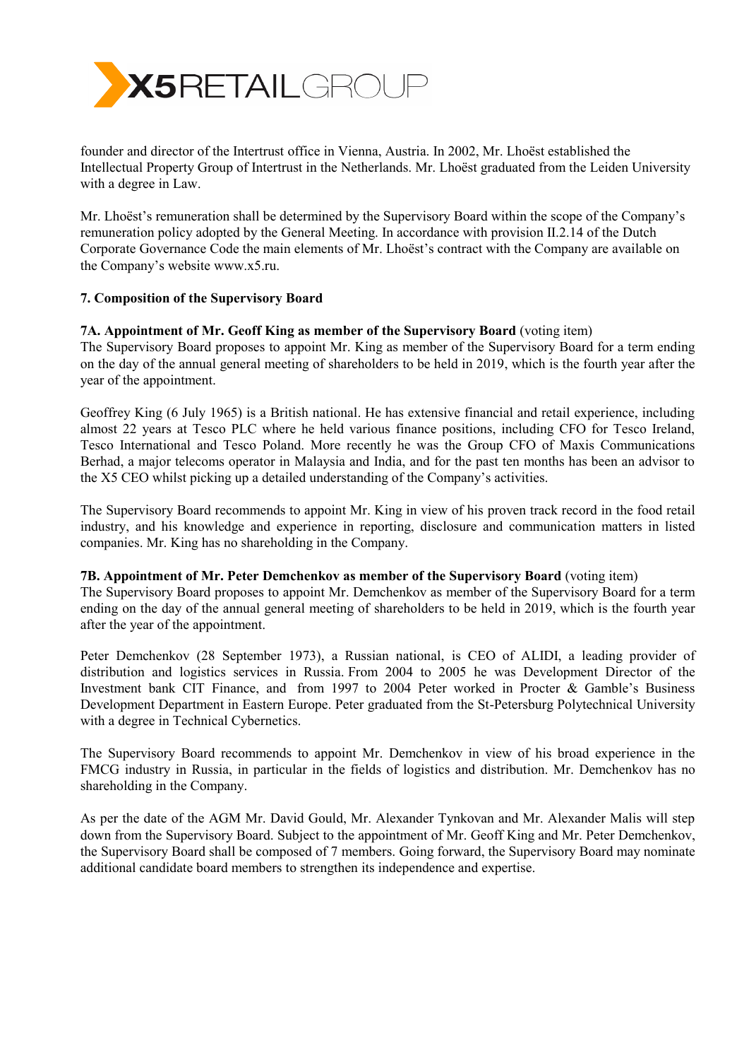founder and director of the Intertrust office in Vienna, Austria. In 2002, Mr. Lhoëst established the Intellectual Property Group of Intertrust in the Netherlands. Mr. Lhoëst graduated from the Leiden University with a degree in Law.

Mr. Lhoëst's remuneration shall be determined by the Supervisory Board within the scope of the Company's remuneration policy adopted by the General Meeting. In accordance with provision II.2.14 of the Dutch Corporate Governance Code the main elements of Mr. Lhoëst's contract with the Company are available on the Company's website www.x5.ru.

**7. Composition of the Supervisory Board**

**7A. Appointment of Mr. Geoff King as member of the Supervisory Board** (voting item)
The Supervisory Board proposes to appoint Mr. King as member of the Supervisory Board for a term ending on the day of the annual general meeting of shareholders to be held in 2019, which is the fourth year after the year of the appointment.

Geoffrey King (6 July 1965) is a British national. He has extensive financial and retail experience, including almost 22 years at Tesco PLC where he held various finance positions, including CFO for Tesco Ireland, Tesco International and Tesco Poland. More recently he was the Group CFO of Maxis Communications Berhad, a major telecoms operator in Malaysia and India, and for the past ten months has been an advisor to the X5 CEO whilst picking up a detailed understanding of the Company's activities.

The Supervisory Board recommends to appoint Mr. King in view of his proven track record in the food retail industry, and his knowledge and experience in reporting, disclosure and communication matters in listed companies. Mr. King has no shareholding in the Company.

**7B. Appointment of Mr. Peter Demchenkov as member of the Supervisory Board** (voting item)
The Supervisory Board proposes to appoint Mr. Demchenkov as member of the Supervisory Board for a term ending on the day of the annual general meeting of shareholders to be held in 2019, which is the fourth year after the year of the appointment.

Peter Demchenkov (28 September 1973), a Russian national, is CEO of ALIDI, a leading provider of distribution and logistics services in Russia. From 2004 to 2005 he was Development Director of the Investment bank CIT Finance, and from 1997 to 2004 Peter worked in Procter & Gamble's Business Development Department in Eastern Europe. Peter graduated from the St-Petersburg Polytechnical University with a degree in Technical Cybernetics.

The Supervisory Board recommends to appoint Mr. Demchenkov in view of his broad experience in the FMCG industry in Russia, in particular in the fields of logistics and distribution. Mr. Demchenkov has no shareholding in the Company.

As per the date of the AGM Mr. David Gould, Mr. Alexander Tynkovan and Mr. Alexander Malis will step down from the Supervisory Board. Subject to the appointment of Mr. Geoff King and Mr. Peter Demchenkov, the Supervisory Board shall be composed of 7 members. Going forward, the Supervisory Board may nominate additional candidate board members to strengthen its independence and expertise.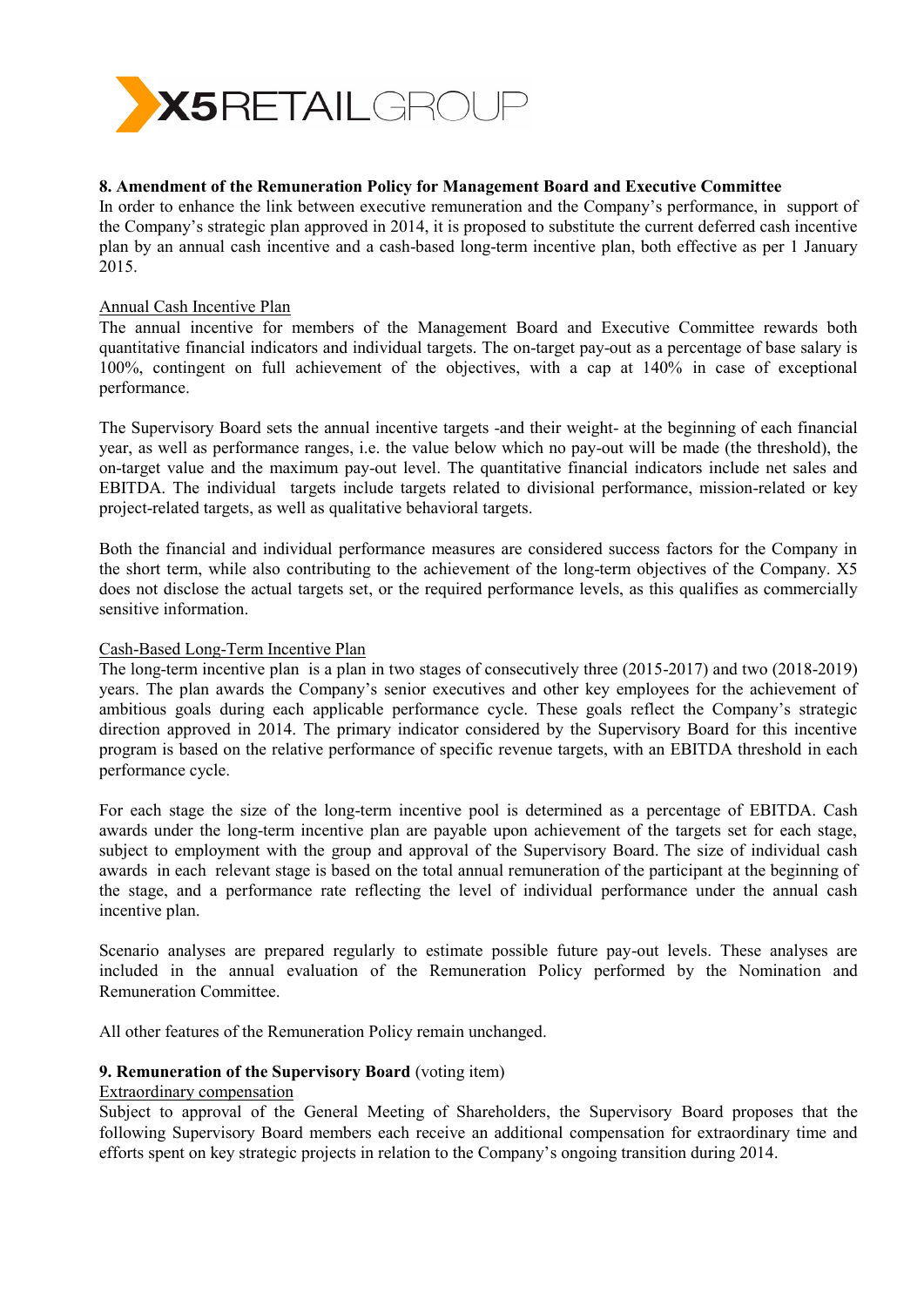**8. Amendment of the Remuneration Policy for Management Board and Executive Committee**

In order to enhance the link between executive remuneration and the Company's performance, in support of the Company's strategic plan approved in 2014, it is proposed to substitute the current deferred cash incentive plan by an annual cash incentive and a cash-based long-term incentive plan, both effective as per 1 January 2015.

Annual Cash Incentive Plan

The annual incentive for members of the Management Board and Executive Committee rewards both quantitative financial indicators and individual targets. The on-target pay-out as a percentage of base salary is 100%, contingent on full achievement of the objectives, with a cap at 140% in case of exceptional performance.

The Supervisory Board sets the annual incentive targets -and their weight- at the beginning of each financial year, as well as performance ranges, i.e. the value below which no pay-out will be made (the threshold), the on-target value and the maximum pay-out level. The quantitative financial indicators include net sales and EBITDA. The individual targets include targets related to divisional performance, mission-related or key project-related targets, as well as qualitative behavioral targets.

Both the financial and individual performance measures are considered success factors for the Company in the short term, while also contributing to the achievement of the long-term objectives of the Company. X5 does not disclose the actual targets set, or the required performance levels, as this qualifies as commercially sensitive information.

Cash-Based Long-Term Incentive Plan

The long-term incentive plan is a plan in two stages of consecutively three (2015-2017) and two (2018-2019) years. The plan awards the Company's senior executives and other key employees for the achievement of ambitious goals during each applicable performance cycle. These goals reflect the Company's strategic direction approved in 2014. The primary indicator considered by the Supervisory Board for this incentive program is based on the relative performance of specific revenue targets, with an EBITDA threshold in each performance cycle.

For each stage the size of the long-term incentive pool is determined as a percentage of EBITDA. Cash awards under the long-term incentive plan are payable upon achievement of the targets set for each stage, subject to employment with the group and approval of the Supervisory Board. The size of individual cash awards in each relevant stage is based on the total annual remuneration of the participant at the beginning of the stage, and a performance rate reflecting the level of individual performance under the annual cash incentive plan.

Scenario analyses are prepared regularly to estimate possible future pay-out levels. These analyses are included in the annual evaluation of the Remuneration Policy performed by the Nomination and Remuneration Committee.

All other features of the Remuneration Policy remain unchanged.

**9. Remuneration of the Supervisory Board** (voting item)

Extraordinary compensation

Subject to approval of the General Meeting of Shareholders, the Supervisory Board proposes that the following Supervisory Board members each receive an additional compensation for extraordinary time and efforts spent on key strategic projects in relation to the Company's ongoing transition during 2014.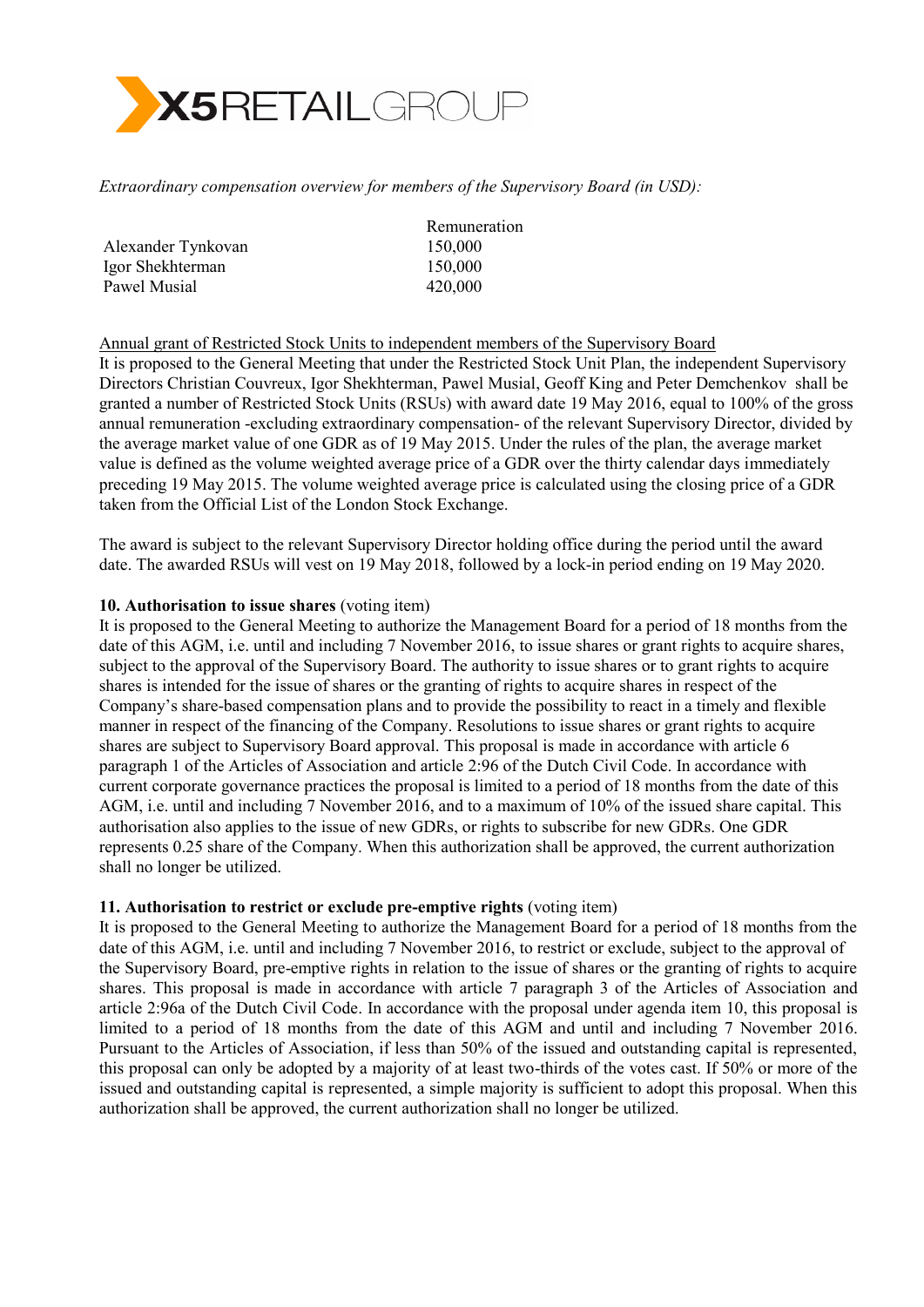*Extraordinary compensation overview for members of the Supervisory Board (in USD):*

| | Remuneration |
|---|---|
| Alexander Tynkovan | 150,000 |
| Igor Shekhterman | 150,000 |
| Pawel Musial | 420,000 |

<u>Annual grant of Restricted Stock Units to independent members of the Supervisory Board</u>

It is proposed to the General Meeting that under the Restricted Stock Unit Plan, the independent Supervisory Directors Christian Couvreux, Igor Shekhterman, Pawel Musial, Geoff King and Peter Demchenkov shall be granted a number of Restricted Stock Units (RSUs) with award date 19 May 2016, equal to 100% of the gross annual remuneration -excluding extraordinary compensation- of the relevant Supervisory Director, divided by the average market value of one GDR as of 19 May 2015. Under the rules of the plan, the average market value is defined as the volume weighted average price of a GDR over the thirty calendar days immediately preceding 19 May 2015. The volume weighted average price is calculated using the closing price of a GDR taken from the Official List of the London Stock Exchange.

The award is subject to the relevant Supervisory Director holding office during the period until the award date. The awarded RSUs will vest on 19 May 2018, followed by a lock-in period ending on 19 May 2020.

**10. Authorisation to issue shares** (voting item)

It is proposed to the General Meeting to authorize the Management Board for a period of 18 months from the date of this AGM, i.e. until and including 7 November 2016, to issue shares or grant rights to acquire shares, subject to the approval of the Supervisory Board. The authority to issue shares or to grant rights to acquire shares is intended for the issue of shares or the granting of rights to acquire shares in respect of the Company's share-based compensation plans and to provide the possibility to react in a timely and flexible manner in respect of the financing of the Company. Resolutions to issue shares or grant rights to acquire shares are subject to Supervisory Board approval. This proposal is made in accordance with article 6 paragraph 1 of the Articles of Association and article 2:96 of the Dutch Civil Code. In accordance with current corporate governance practices the proposal is limited to a period of 18 months from the date of this AGM, i.e. until and including 7 November 2016, and to a maximum of 10% of the issued share capital. This authorisation also applies to the issue of new GDRs, or rights to subscribe for new GDRs. One GDR represents 0.25 share of the Company. When this authorization shall be approved, the current authorization shall no longer be utilized.

**11. Authorisation to restrict or exclude pre-emptive rights** (voting item)

It is proposed to the General Meeting to authorize the Management Board for a period of 18 months from the date of this AGM, i.e. until and including 7 November 2016, to restrict or exclude, subject to the approval of the Supervisory Board, pre-emptive rights in relation to the issue of shares or the granting of rights to acquire shares. This proposal is made in accordance with article 7 paragraph 3 of the Articles of Association and article 2:96a of the Dutch Civil Code. In accordance with the proposal under agenda item 10, this proposal is limited to a period of 18 months from the date of this AGM and until and including 7 November 2016. Pursuant to the Articles of Association, if less than 50% of the issued and outstanding capital is represented, this proposal can only be adopted by a majority of at least two-thirds of the votes cast. If 50% or more of the issued and outstanding capital is represented, a simple majority is sufficient to adopt this proposal. When this authorization shall be approved, the current authorization shall no longer be utilized.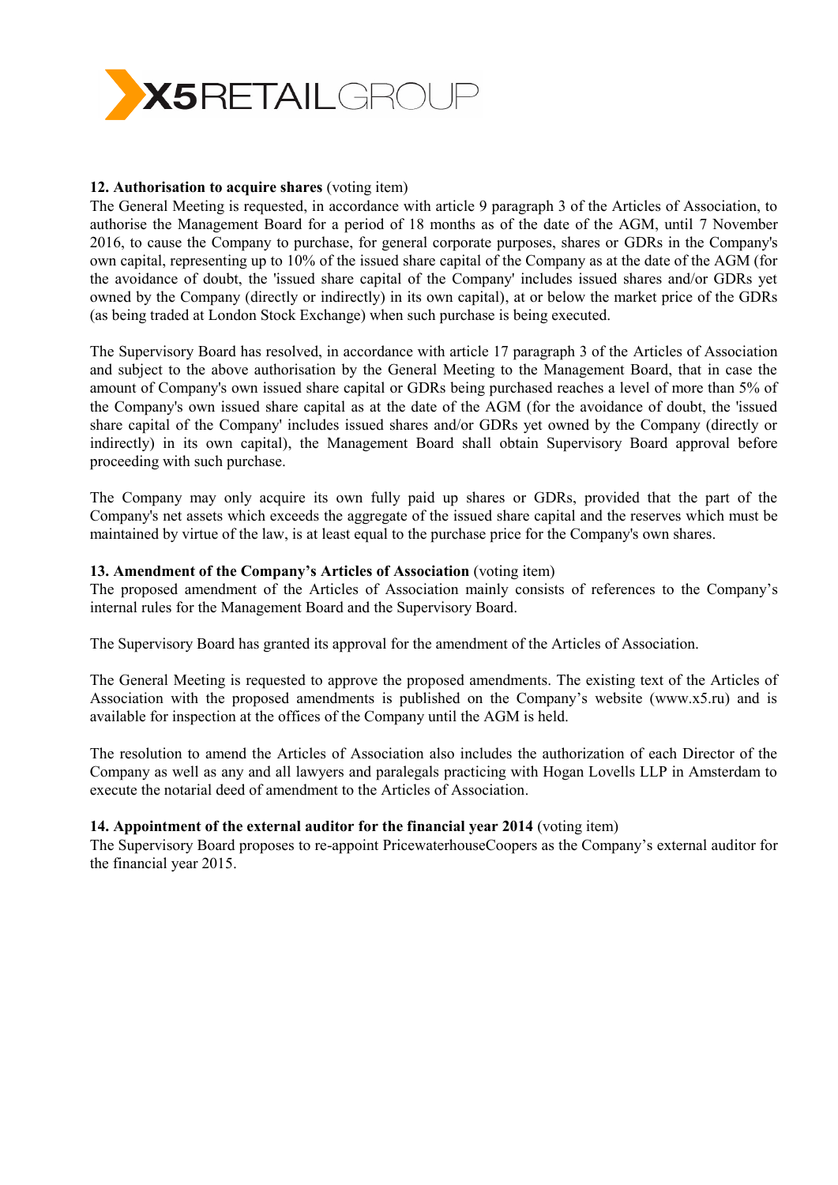**12. Authorisation to acquire shares** (voting item)

The General Meeting is requested, in accordance with article 9 paragraph 3 of the Articles of Association, to authorise the Management Board for a period of 18 months as of the date of the AGM, until 7 November 2016, to cause the Company to purchase, for general corporate purposes, shares or GDRs in the Company's own capital, representing up to 10% of the issued share capital of the Company as at the date of the AGM (for the avoidance of doubt, the 'issued share capital of the Company' includes issued shares and/or GDRs yet owned by the Company (directly or indirectly) in its own capital), at or below the market price of the GDRs (as being traded at London Stock Exchange) when such purchase is being executed.

The Supervisory Board has resolved, in accordance with article 17 paragraph 3 of the Articles of Association and subject to the above authorisation by the General Meeting to the Management Board, that in case the amount of Company's own issued share capital or GDRs being purchased reaches a level of more than 5% of the Company's own issued share capital as at the date of the AGM (for the avoidance of doubt, the 'issued share capital of the Company' includes issued shares and/or GDRs yet owned by the Company (directly or indirectly) in its own capital), the Management Board shall obtain Supervisory Board approval before proceeding with such purchase.

The Company may only acquire its own fully paid up shares or GDRs, provided that the part of the Company's net assets which exceeds the aggregate of the issued share capital and the reserves which must be maintained by virtue of the law, is at least equal to the purchase price for the Company's own shares.

**13. Amendment of the Company's Articles of Association** (voting item)

The proposed amendment of the Articles of Association mainly consists of references to the Company's internal rules for the Management Board and the Supervisory Board.

The Supervisory Board has granted its approval for the amendment of the Articles of Association.

The General Meeting is requested to approve the proposed amendments. The existing text of the Articles of Association with the proposed amendments is published on the Company's website (www.x5.ru) and is available for inspection at the offices of the Company until the AGM is held.

The resolution to amend the Articles of Association also includes the authorization of each Director of the Company as well as any and all lawyers and paralegals practicing with Hogan Lovells LLP in Amsterdam to execute the notarial deed of amendment to the Articles of Association.

**14. Appointment of the external auditor for the financial year 2014** (voting item)

The Supervisory Board proposes to re-appoint PricewaterhouseCoopers as the Company's external auditor for the financial year 2015.